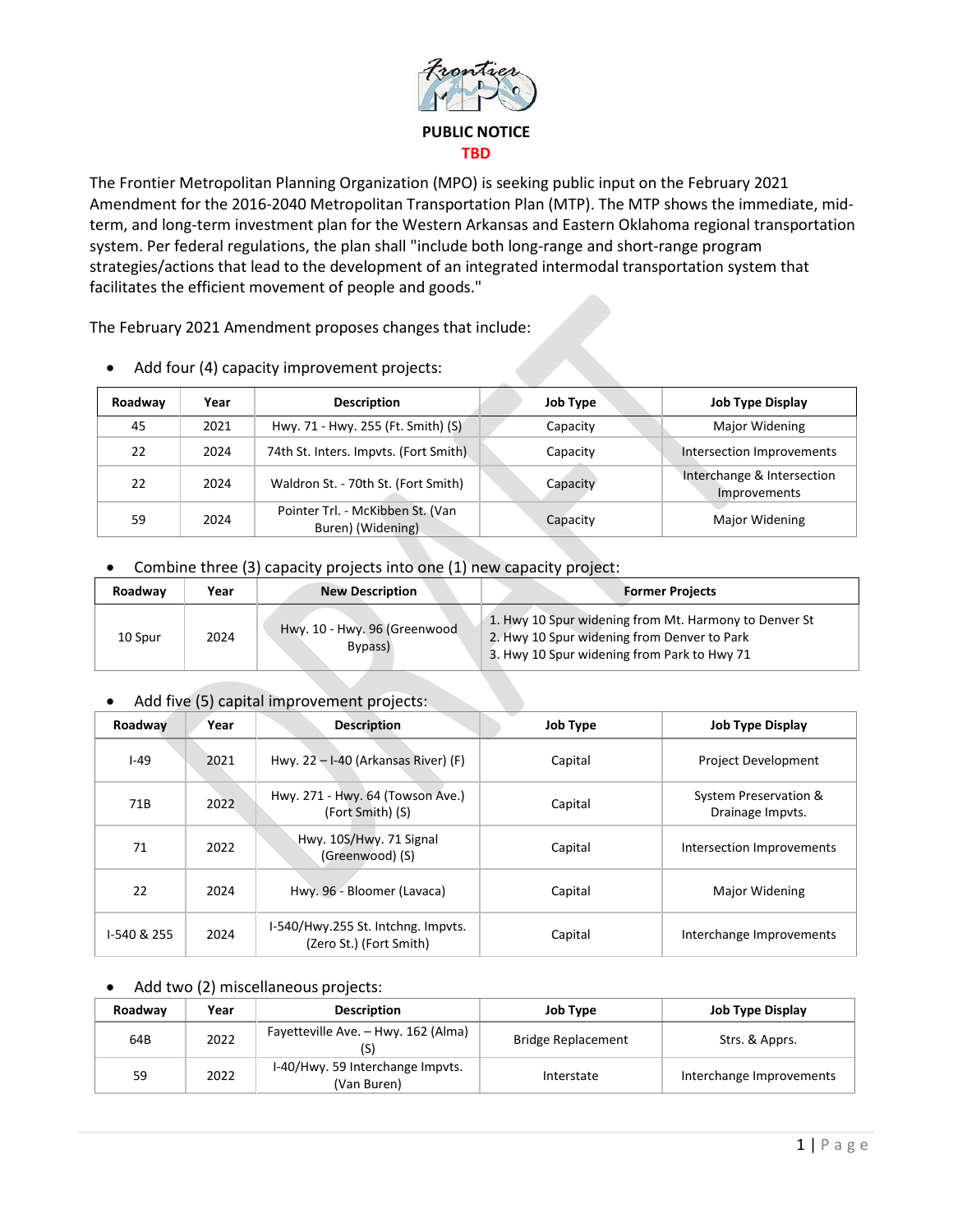**PUBLIC NOTICE**

**TBD**

The Frontier Metropolitan Planning Organization (MPO) is seeking public input on the February 2021 Amendment for the 2016-2040 Metropolitan Transportation Plan (MTP). The MTP shows the immediate, mid-term, and long-term investment plan for the Western Arkansas and Eastern Oklahoma regional transportation system. Per federal regulations, the plan shall "include both long-range and short-range program strategies/actions that lead to the development of an integrated intermodal transportation system that facilitates the efficient movement of people and goods."

The February 2021 Amendment proposes changes that include:

- Add four (4) capacity improvement projects:

| Roadway | Year | Description | Job Type | Job Type Display |
|---|---|---|---|---|
| 45 | 2021 | Hwy. 71 - Hwy. 255 (Ft. Smith) (S) | Capacity | Major Widening |
| 22 | 2024 | 74th St. Inters. Impvts. (Fort Smith) | Capacity | Intersection Improvements |
| 22 | 2024 | Waldron St. - 70th St. (Fort Smith) | Capacity | Interchange & Intersection Improvements |
| 59 | 2024 | Pointer Trl. - McKibben St. (Van Buren) (Widening) | Capacity | Major Widening |

- Combine three (3) capacity projects into one (1) new capacity project:

| Roadway | Year | New Description | Former Projects |
|---|---|---|---|
| 10 Spur | 2024 | Hwy. 10 - Hwy. 96 (Greenwood Bypass) | 1. Hwy 10 Spur widening from Mt. Harmony to Denver St<br>2. Hwy 10 Spur widening from Denver to Park<br>3. Hwy 10 Spur widening from Park to Hwy 71 |

- Add five (5) capital improvement projects:

| Roadway | Year | Description | Job Type | Job Type Display |
|---|---|---|---|---|
| I-49 | 2021 | Hwy. 22 – I-40 (Arkansas River) (F) | Capital | Project Development |
| 71B | 2022 | Hwy. 271 - Hwy. 64 (Towson Ave.) (Fort Smith) (S) | Capital | System Preservation & Drainage Impvts. |
| 71 | 2022 | Hwy. 10S/Hwy. 71 Signal (Greenwood) (S) | Capital | Intersection Improvements |
| 22 | 2024 | Hwy. 96 - Bloomer (Lavaca) | Capital | Major Widening |
| I-540 & 255 | 2024 | I-540/Hwy.255 St. Intchng. Impvts. (Zero St.) (Fort Smith) | Capital | Interchange Improvements |

- Add two (2) miscellaneous projects:

| Roadway | Year | Description | Job Type | Job Type Display |
|---|---|---|---|---|
| 64B | 2022 | Fayetteville Ave. – Hwy. 162 (Alma) (S) | Bridge Replacement | Strs. & Apprs. |
| 59 | 2022 | I-40/Hwy. 59 Interchange Impvts. (Van Buren) | Interstate | Interchange Improvements |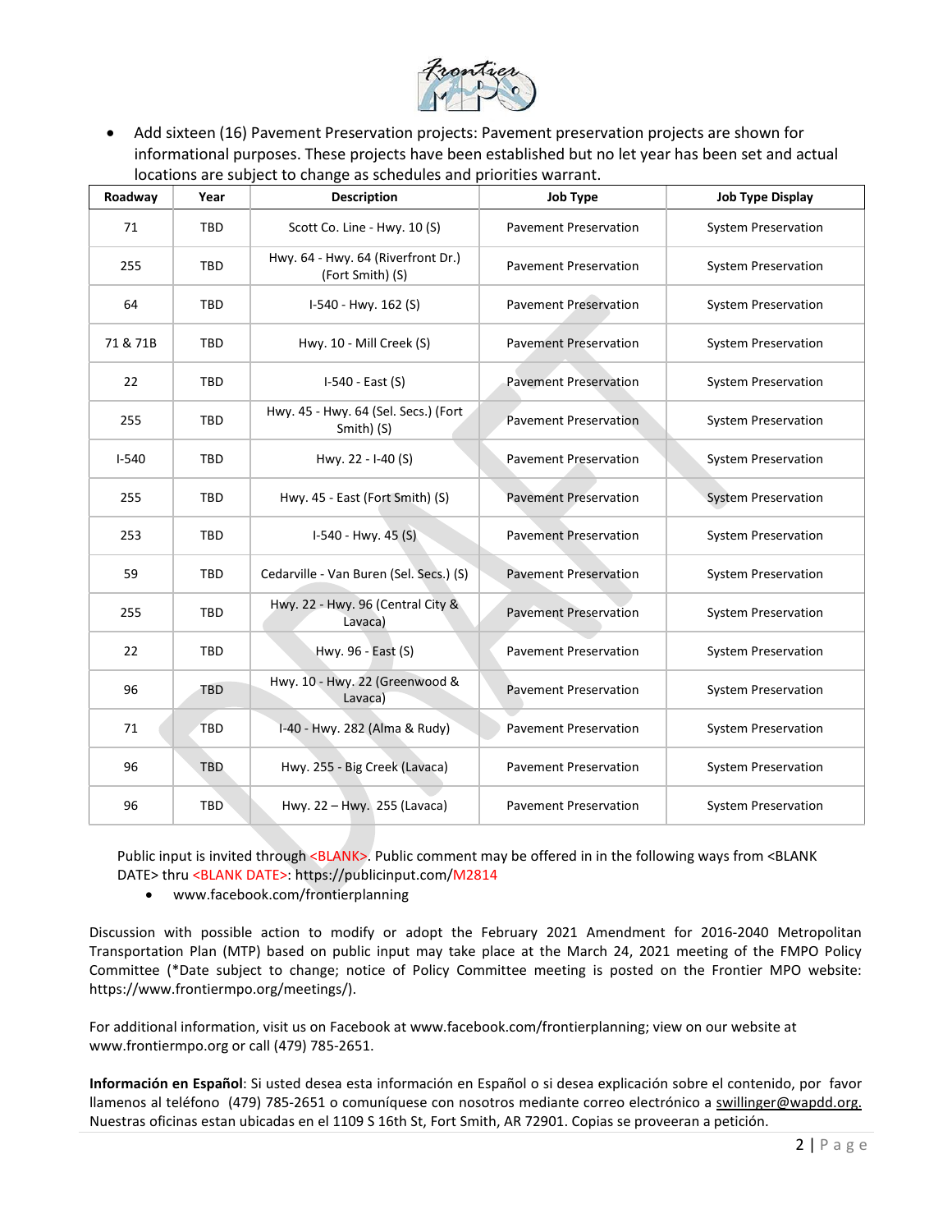- Add sixteen (16) Pavement Preservation projects: Pavement preservation projects are shown for informational purposes. These projects have been established but no let year has been set and actual locations are subject to change as schedules and priorities warrant.

| Roadway | Year | Description | Job Type | Job Type Display |
|---|---|---|---|---|
| 71 | TBD | Scott Co. Line - Hwy. 10 (S) | Pavement Preservation | System Preservation |
| 255 | TBD | Hwy. 64 - Hwy. 64 (Riverfront Dr.) (Fort Smith) (S) | Pavement Preservation | System Preservation |
| 64 | TBD | I-540 - Hwy. 162 (S) | Pavement Preservation | System Preservation |
| 71 & 71B | TBD | Hwy. 10 - Mill Creek (S) | Pavement Preservation | System Preservation |
| 22 | TBD | I-540 - East (S) | Pavement Preservation | System Preservation |
| 255 | TBD | Hwy. 45 - Hwy. 64 (Sel. Secs.) (Fort Smith) (S) | Pavement Preservation | System Preservation |
| I-540 | TBD | Hwy. 22 - I-40 (S) | Pavement Preservation | System Preservation |
| 255 | TBD | Hwy. 45 - East (Fort Smith) (S) | Pavement Preservation | System Preservation |
| 253 | TBD | I-540 - Hwy. 45 (S) | Pavement Preservation | System Preservation |
| 59 | TBD | Cedarville - Van Buren (Sel. Secs.) (S) | Pavement Preservation | System Preservation |
| 255 | TBD | Hwy. 22 - Hwy. 96 (Central City & Lavaca) | Pavement Preservation | System Preservation |
| 22 | TBD | Hwy. 96 - East (S) | Pavement Preservation | System Preservation |
| 96 | TBD | Hwy. 10 - Hwy. 22 (Greenwood & Lavaca) | Pavement Preservation | System Preservation |
| 71 | TBD | I-40 - Hwy. 282 (Alma & Rudy) | Pavement Preservation | System Preservation |
| 96 | TBD | Hwy. 255 - Big Creek (Lavaca) | Pavement Preservation | System Preservation |
| 96 | TBD | Hwy. 22 – Hwy. 255 (Lavaca) | Pavement Preservation | System Preservation |

Public input is invited through <BLANK>. Public comment may be offered in in the following ways from <BLANK DATE> thru <BLANK DATE>: https://publicinput.com/M2814

- www.facebook.com/frontierplanning

Discussion with possible action to modify or adopt the February 2021 Amendment for 2016-2040 Metropolitan Transportation Plan (MTP) based on public input may take place at the March 24, 2021 meeting of the FMPO Policy Committee (*Date subject to change; notice of Policy Committee meeting is posted on the Frontier MPO website: https://www.frontiermpo.org/meetings/).

For additional information, visit us on Facebook at www.facebook.com/frontierplanning; view on our website at www.frontiermpo.org or call (479) 785-2651.

**Información en Español**: Si usted desea esta información en Español o si desea explicación sobre el contenido, por favor llamenos al teléfono (479) 785-2651 o comuníquese con nosotros mediante correo electrónico a swillinger@wapdd.org. Nuestras oficinas estan ubicadas en el 1109 S 16th St, Fort Smith, AR 72901. Copias se proveeran a petición.